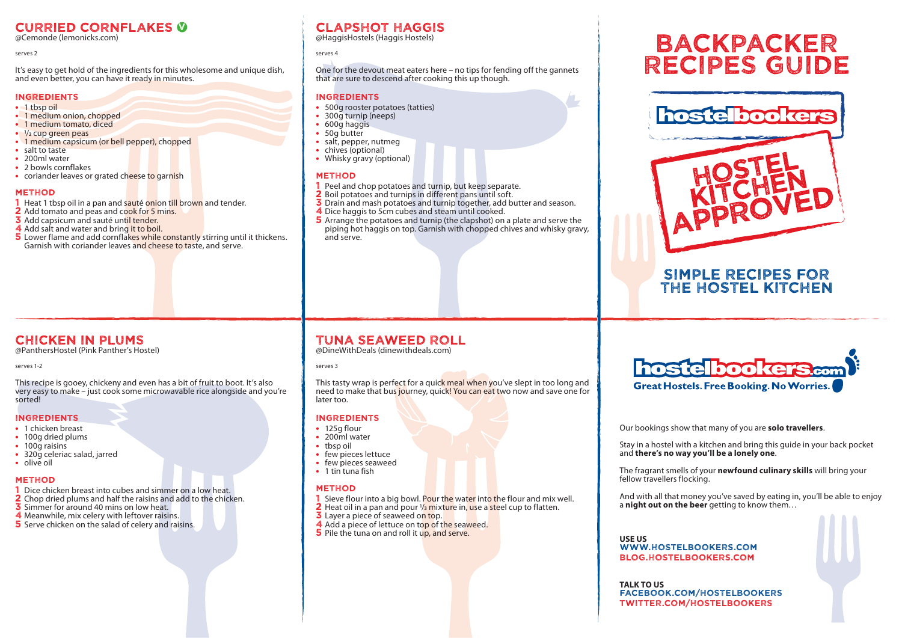## CURRIED CORNFLAKES Ⓥ

@Cemonde (lemonicks.com)

serves 2

It's easy to get hold of the ingredients for this wholesome and unique dish, and even better, you can have it ready in minutes.

### INGREDIENTS

- 1 tbsp oil
- 1 medium onion, chopped
- 1 medium tomato, diced
- ½ cup green peas
- 1 medium capsicum (or bell pepper), chopped
- salt to taste
- 200ml water
- 2 bowls cornflakes
- coriander leaves or grated cheese to garnish

### METHOD

1. Heat 1 tbsp oil in a pan and sauté onion till brown and tender.
2. Add tomato and peas and cook for 5 mins.
3. Add capsicum and sauté until tender.
4. Add salt and water and bring it to boil.
5. Lower flame and add cornflakes while constantly stirring until it thickens. Garnish with coriander leaves and cheese to taste, and serve.

## CLAPSHOT HAGGIS

@HaggisHostels (Haggis Hostels)

serves 4

One for the devout meat eaters here – no tips for fending off the gannets that are sure to descend after cooking this up though.

### INGREDIENTS

- 500g rooster potatoes (tatties)
- 300g turnip (neeps)
- 600g haggis
- 50g butter
- salt, pepper, nutmeg
- chives (optional)
- Whisky gravy (optional)

### METHOD

1. Peel and chop potatoes and turnip, but keep separate.
2. Boil potatoes and turnips in different pans until soft.
3. Drain and mash potatoes and turnip together, add butter and season.
4. Dice haggis to 5cm cubes and steam until cooked.
5. Arrange the potatoes and turnip (the clapshot) on a plate and serve the piping hot haggis on top. Garnish with chopped chives and whisky gravy, and serve.

# BACKPACKER RECIPES GUIDE

hostelbookers

HOSTEL KITCHEN APPROVED

## SIMPLE RECIPES FOR THE HOSTEL KITCHEN

## CHICKEN IN PLUMS

@PanthersHostel (Pink Panther's Hostel)

serves 1-2

This recipe is gooey, chickeny and even has a bit of fruit to boot. It's also very easy to make – just cook some microwavable rice alongside and you're sorted!

### INGREDIENTS

- 1 chicken breast
- 100g dried plums
- 100g raisins
- 320g celeriac salad, jarred
- olive oil

### METHOD

1. Dice chicken breast into cubes and simmer on a low heat.
2. Chop dried plums and half the raisins and add to the chicken.
3. Simmer for around 40 mins on low heat.
4. Meanwhile, mix celery with leftover raisins.
5. Serve chicken on the salad of celery and raisins.

## TUNA SEAWEED ROLL

@DineWithDeals (dinewithdeals.com)

serves 3

This tasty wrap is perfect for a quick meal when you've slept in too long and need to make that bus journey, quick! You can eat two now and save one for later too.

### INGREDIENTS

- 125g flour
- 200ml water
- tbsp oil
- few pieces lettuce
- few pieces seaweed
- 1 tin tuna fish

### METHOD

1. Sieve flour into a big bowl. Pour the water into the flour and mix well.
2. Heat oil in a pan and pour ⅓ mixture in, use a steel cup to flatten.
3. Layer a piece of seaweed on top.
4. Add a piece of lettuce on top of the seaweed.
5. Pile the tuna on and roll it up, and serve.

hostelbookers.com

Great Hostels. Free Booking. No Worries.

Our bookings show that many of you are **solo travellers**.

Stay in a hostel with a kitchen and bring this guide in your back pocket and **there's no way you'll be a lonely one**.

The fragrant smells of your **newfound culinary skills** will bring your fellow travellers flocking.

And with all that money you've saved by eating in, you'll be able to enjoy a **night out on the beer** getting to know them…

**USE US**
WWW.HOSTELBOOKERS.COM
BLOG.HOSTELBOOKERS.COM

**TALK TO US**
FACEBOOK.COM/HOSTELBOOKERS
TWITTER.COM/HOSTELBOOKERS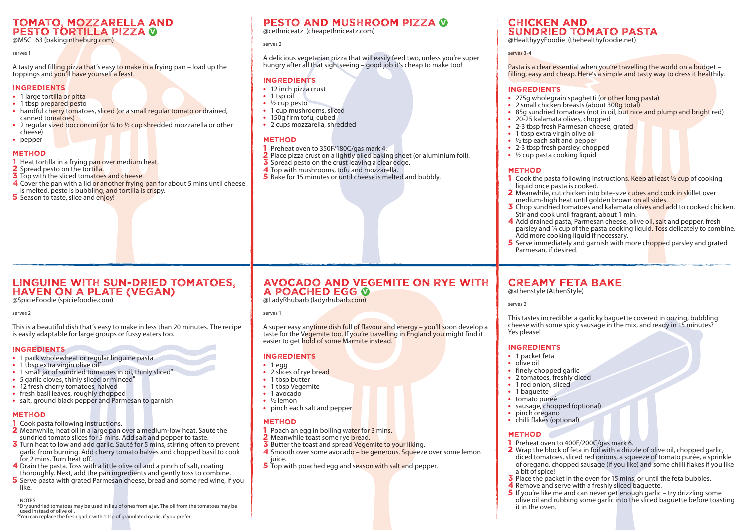## TOMATO, MOZZARELLA AND PESTO TORTILLA PIZZA ✓

@MSC_63 (bakingintheburg.com)

serves 1

A tasty and filling pizza that's easy to make in a frying pan – load up the toppings and you'll have yourself a feast.

### INGREDIENTS

- 1 large tortilla or pitta
- 1 tbsp prepared pesto
- handful cherry tomatoes, sliced (or a small regular tomato or drained, canned tomatoes)
- 2 regular sized bocconcini (or ¼ to ½ cup shredded mozzarella or other cheese)
- pepper

### METHOD

1. Heat tortilla in a frying pan over medium heat.
2. Spread pesto on the tortilla.
3. Top with the sliced tomatoes and cheese.
4. Cover the pan with a lid or another frying pan for about 5 mins until cheese is melted, pesto is bubbling, and tortilla is crispy.
5. Season to taste, slice and enjoy!

## PESTO AND MUSHROOM PIZZA ✓

@cethniceatz (cheapethniceatz.com)

serves 2

A delicious vegetarian pizza that will easily feed two, unless you're super hungry after all that sightseeing – good job it's cheap to make too!

### INGREDIENTS

- 12 inch pizza crust
- 1 tsp oil
- ½ cup pesto
- 1 cup mushrooms, sliced
- 150g firm tofu, cubed
- 2 cups mozzarella, shredded

### METHOD

1. Preheat oven to 350F/180C/gas mark 4.
2. Place pizza crust on a lightly oiled baking sheet (or aluminium foil).
3. Spread pesto on the crust leaving a clear edge.
4. Top with mushrooms, tofu and mozzarella.
5. Bake for 15 minutes or until cheese is melted and bubbly.

## CHICKEN AND SUNDRIED TOMATO PASTA

@HealthyyyFoodie (thehealthyfoodie.net)

serves 3-4

Pasta is a clear essential when you're travelling the world on a budget – filling, easy and cheap. Here's a simple and tasty way to dress it healthily.

### INGREDIENTS

- 275g wholegrain spaghetti (or other long pasta)
- 2 small chicken breasts (about 300g total)
- 85g sundried tomatoes (not in oil, but nice and plump and bright red)
- 20-25 kalamata olives, chopped
- 2-3 tbsp fresh Parmesan cheese, grated
- 1 tbsp extra virgin olive oil
- ½ tsp each salt and pepper
- 2-3 tbsp fresh parsley, chopped
- ½ cup pasta cooking liquid

### METHOD

1. Cook the pasta following instructions. Keep at least ½ cup of cooking liquid once pasta is cooked.
2. Meanwhile, cut chicken into bite-size cubes and cook in skillet over medium-high heat until golden brown on all sides.
3. Chop sundried tomatoes and kalamata olives and add to cooked chicken. Stir and cook until fragrant, about 1 min.
4. Add drained pasta, Parmesan cheese, olive oil, salt and pepper, fresh parsley and ¼ cup of the pasta cooking liquid. Toss delicately to combine. Add more cooking liquid if necessary.
5. Serve immediately and garnish with more chopped parsley and grated Parmesan, if desired.

## LINGUINE WITH SUN-DRIED TOMATOES, HAVEN ON A PLATE (VEGAN)

@SpicieFoodie (spiciefoodie.com)

serves 2

This is a beautiful dish that's easy to make in less than 20 minutes. The recipe is easily adaptable for large groups or fussy eaters too.

### INGREDIENTS

- 1 pack wholewheat or regular linguine pasta
- 1 tbsp extra virgin olive oil*
- 1 small jar of sundried tomatoes in oil, thinly sliced*
- 5 garlic cloves, thinly sliced or minced°
- 12 fresh cherry tomatoes, halved
- fresh basil leaves, roughly chopped
- salt, ground black pepper and Parmesan to garnish

### METHOD

1. Cook pasta following instructions.
2. Meanwhile, heat oil in a large pan over a medium-low heat. Sauté the sundried tomato slices for 5 mins. Add salt and pepper to taste.
3. Turn heat to low and add garlic. Sauté for 5 mins, stirring often to prevent garlic from burning. Add cherry tomato halves and chopped basil to cook for 2 mins. Turn heat off.
4. Drain the pasta. Toss with a little olive oil and a pinch of salt, coating thoroughly. Next, add the pan ingredients and gently toss to combine.
5. Serve pasta with grated Parmesan cheese, bread and some red wine, if you like.

NOTES

*Dry sundried tomatoes may be used in lieu of ones from a jar. The oil from the tomatoes may be used instead of olive oil.

°You can replace the fresh garlic with 1 tsp of granulated garlic, if you prefer.

## AVOCADO AND VEGEMITE ON RYE WITH A POACHED EGG ✓

@LadyRhubarb (ladyrhubarb.com)

serves 1

A super easy anytime dish full of flavour and energy – you'll soon develop a taste for the Vegemite too. If you're travelling in England you might find it easier to get hold of some Marmite instead.

### INGREDIENTS

- 1 egg
- 2 slices of rye bread
- 1 tbsp butter
- 1 tbsp Vegemite
- 1 avocado
- ½ lemon
- pinch each salt and pepper

### METHOD

1. Poach an egg in boiling water for 3 mins.
2. Meanwhile toast some rye bread.
3. Butter the toast and spread Vegemite to your liking.
4. Smooth over some avocado – be generous. Squeeze over some lemon juice.
5. Top with poached egg and season with salt and pepper.

## CREAMY FETA BAKE

@athenstyle (AthenStyle)

serves 2

This tastes incredible: a garlicky baguette covered in oozing, bubbling cheese with some spicy sausage in the mix, and ready in 15 minutes? Yes please!

### INGREDIENTS

- 1 packet feta
- olive oil
- finely chopped garlic
- 2 tomatoes, freshly diced
- 1 red onion, sliced
- 1 baguette
- tomato pureé
- sausage, chopped (optional)
- pinch oregano
- chilli flakes (optional)

### METHOD

1. Preheat oven to 400F/200C/gas mark 6.
2. Wrap the block of feta in foil with a drizzle of olive oil, chopped garlic, diced tomatoes, sliced red onions, a squeeze of tomato purée, a sprinkle of oregano, chopped sausage (if you like) and some chilli flakes if you like a bit of spice!
3. Place the packet in the oven for 15 mins, or until the feta bubbles.
4. Remove and serve with a freshly sliced baguette.
5. If you're like me and can never get enough garlic – try drizzling some olive oil and rubbing some garlic into the sliced baguette before toasting it in the oven.